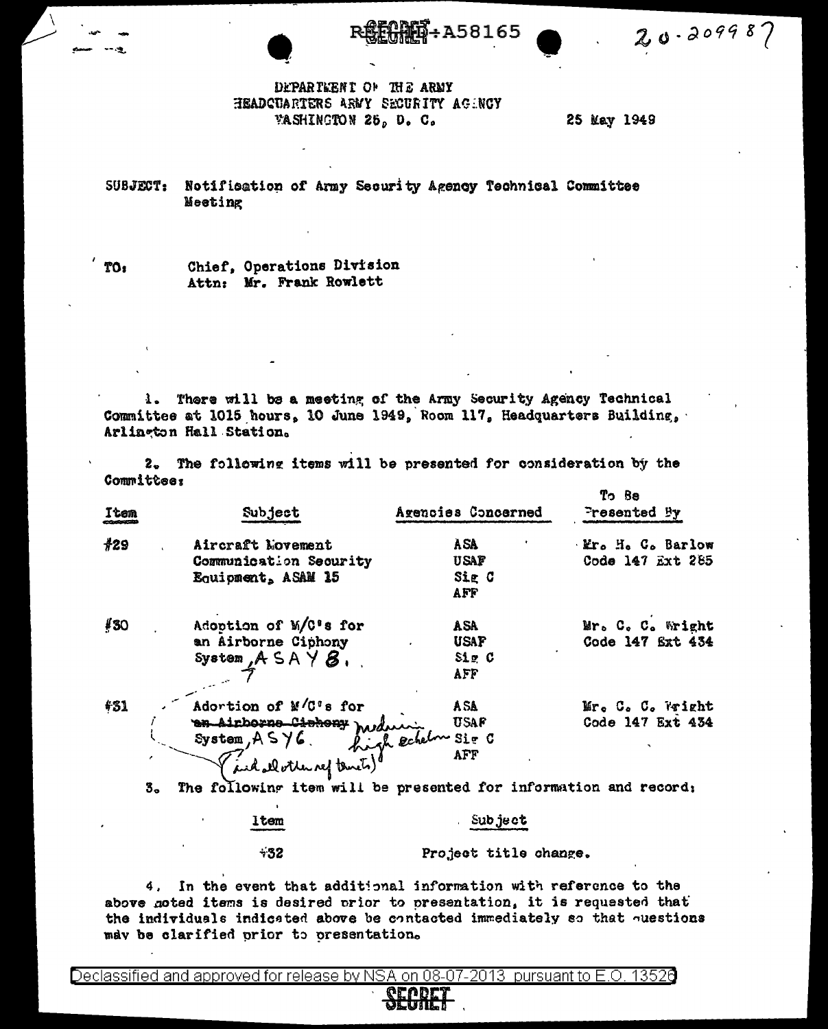REF ID:A58165 20-20998?

DEPARTMENT OF THE ARMY
HEADQUARTERS ARMY SECURITY AGENCY
WASHINGTON 25, D. C.

25 May 1949

SUBJECT: Notification of Army Security Agency Technical Committee Meeting

TO: Chief, Operations Division
Attn: Mr. Frank Rowlett

1. There will be a meeting of the Army Security Agency Technical Committee at 1015 hours, 10 June 1949, Room 117, Headquarters Building, Arlington Hall Station.

2. The following items will be presented for consideration by the Committee:

| Item | Subject | Agencies Concerned | To Be Presented By |
|---|---|---|---|
| #29 | Aircraft Movement Communication Security Equipment, ASAM 15 | ASA USAF Sig C AFF | Mr. H. C. Barlow Code 147 Ext 285 |
| #30 | Adoption of M/C's for an Airborne Ciphony System, ASAY 8. | ASA USAF Sig C AFF | Mr. C. C. Wright Code 147 Ext 434 |
| #31 | Adoption of M/C's for ~~an Airborne Ciphony~~ medium high echelon System, ASY6. (and all other ref thereto) | ASA USAF Sig C AFF | Mr. C. C. Wright Code 147 Ext 434 |

3. The following item will be presented for information and record:

| Item | Subject |
|---|---|
| #32 | Project title change. |

4. In the event that additional information with reference to the above noted items is desired prior to presentation, it is requested that the individuals indicated above be contacted immediately so that questions may be clarified prior to presentation.

Declassified and approved for release by NSA on 08-07-2013 pursuant to E.O. 13526

SECRET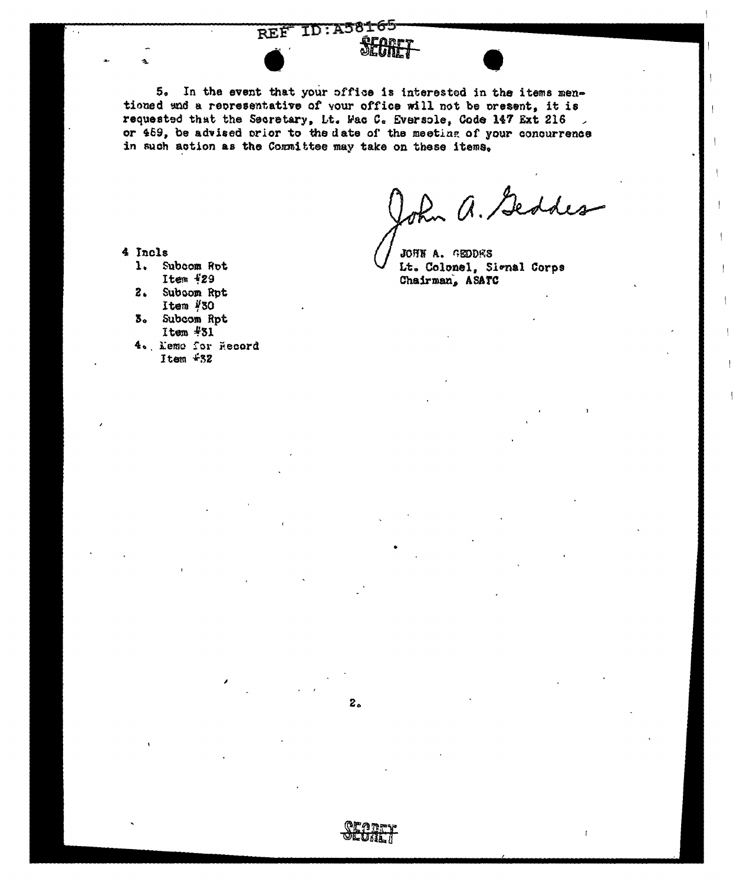5. In the event that your office is interested in the items mentioned and a representative of your office will not be present, it is requested that the Secretary, Lt. Wac C. Eversole, Code 147 Ext 216 or 469, be advised prior to the date of the meeting of your concurrence in such action as the Committee may take on these items.

John A. Geddes

JOHN A. GEDDES
Lt. Colonel, Signal Corps
Chairman, ASATC

4 Incls
1. Subcom Rpt Item #29
2. Subcom Rpt Item #30
3. Subcom Rpt Item #31
4. Memo for Record Item #32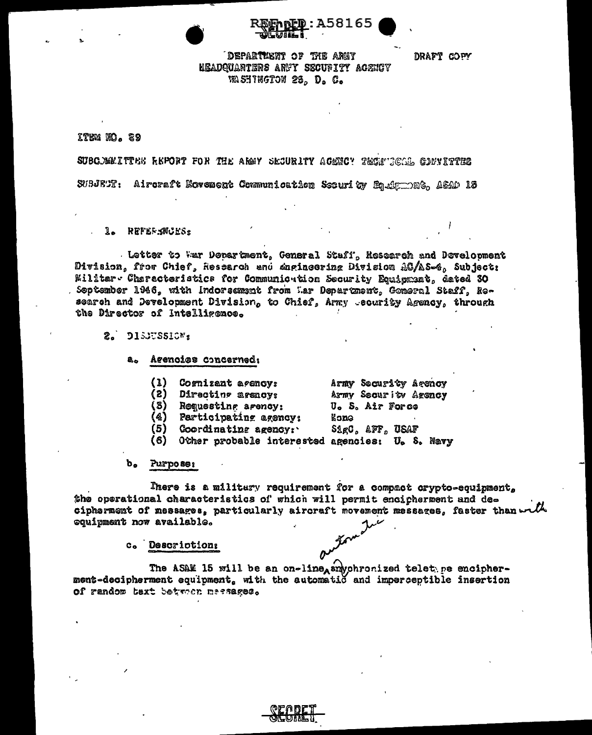REF ID:A58165

SECRET

DEPARTMENT OF THE ARMY
HEADQUARTERS ARMY SECURITY AGENCY
WASHINGTON 25, D. C.

DRAFT COPY

ITEM NO. 29

SUBCOMMITTEE REPORT FOR THE ARMY SECURITY AGENCY TECHNICAL COMMITTEE

SUBJECT: Aircraft Movement Communication Security Equipment, ASAM 15

1. REFERENCES:

Letter to War Department, General Staff, Research and Development Division, from Chief, Research and Engineering Division AC/AS-4, Subject: Military Characteristics for Communication Security Equipment, dated 30 September 1946, with Indorsement from War Department, General Staff, Research and Development Division, to Chief, Army Security Agency, through the Director of Intelligence.

2. DISCUSSION:

a. Agencies concerned:

| | | |
|---|---|---|
| (1) | Cognizant agency: | Army Security Agency |
| (2) | Directing agency: | Army Security Agency |
| (3) | Requesting agency: | U. S. Air Force |
| (4) | Participating agency: | None |
| (5) | Coordinating agency: | SigC, AFF, USAF |
| (6) | Other probable interested agencies: U. S. Navy | |

b. Purpose:

There is a military requirement for a compact crypto-equipment, the operational characteristics of which will permit encipherment and decipherment of messages, particularly aircraft movement messages, faster than with equipment now available.

c. Description:

The ASAM 15 will be an on-line, automatic synchronized teletype encipherment-decipherment equipment, with the automatic and imperceptible insertion of random text between messages.

SECRET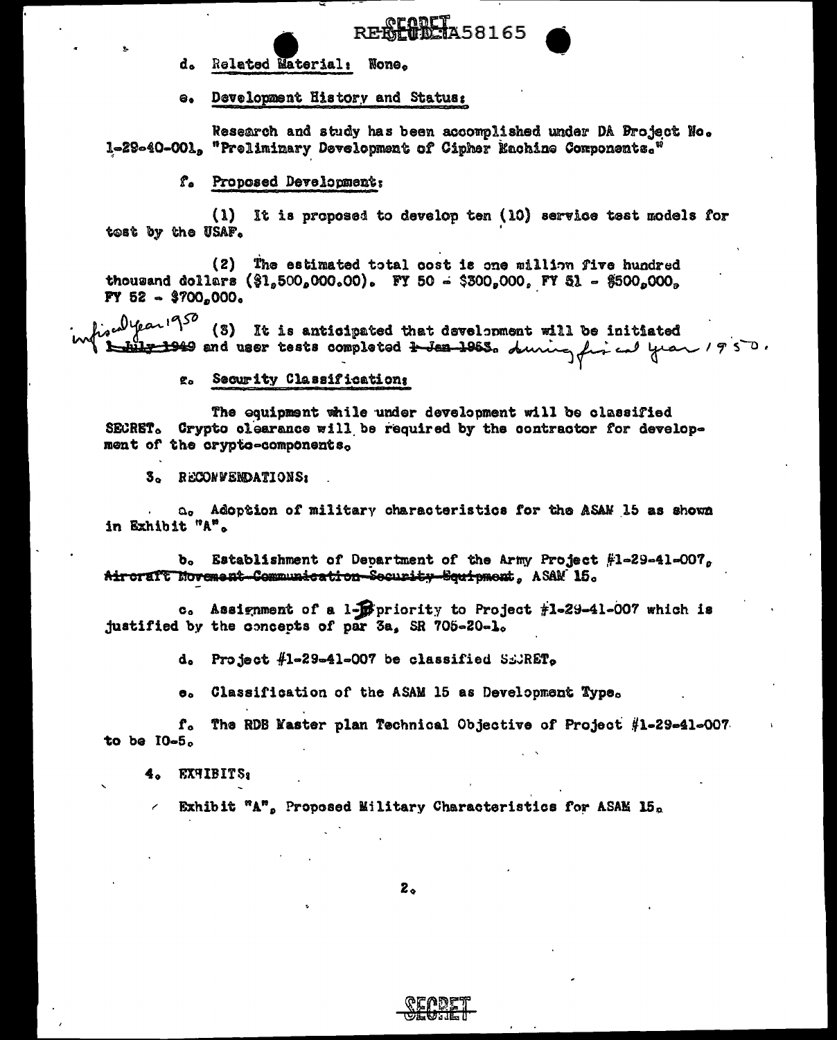d. Related Material: None.

e. Development History and Status:

Research and study has been accomplished under DA Project No. 1-29-40-001, "Preliminary Development of Cipher Machine Components."

f. Proposed Development:

(1) It is proposed to develop ten (10) service test models for test by the USAF.

(2) The estimated total cost is one million five hundred thousand dollars ($1,500,000.00). FY 50 - $300,000, FY 51 - $500,000, FY 52 - $700,000.

(3) It is anticipated that development will be initiated ~~1 July 1949~~ in fiscal year 1950 and user tests completed ~~1 Jan 1953~~. during fiscal year 1950.

g. Security Classification:

The equipment while under development will be classified SECRET. Crypto clearance will be required by the contractor for development of the crypto-components.

3. RECOMMENDATIONS:

a. Adoption of military characteristics for the ASAM 15 as shown in Exhibit "A".

b. Establishment of Department of the Army Project #1-29-41-007, ~~Aircraft Movement Communication Security Equipment~~, ASAM 15.

c. Assignment of a 1-B priority to Project #1-29-41-007 which is justified by the concepts of par 3a, SR 705-20-1.

d. Project #1-29-41-007 be classified SECRET.

e. Classification of the ASAM 15 as Development Type.

f. The RDB Master plan Technical Objective of Project #1-29-41-007 to be IO-5.

4. EXHIBITS:

Exhibit "A", Proposed Military Characteristics for ASAM 15.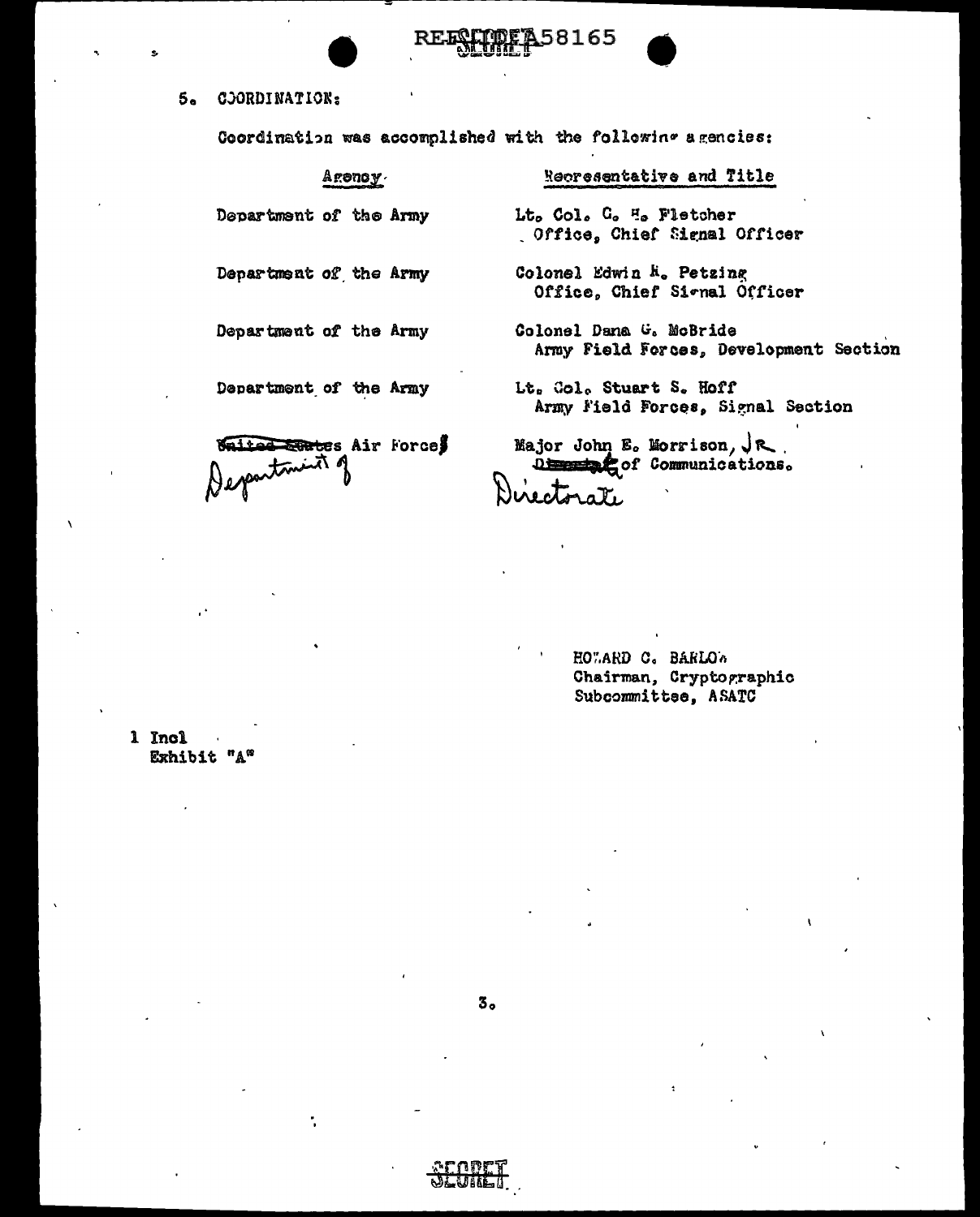5. COORDINATION:

Coordination was accomplished with the following agencies:

| Agency | Representative and Title |
| --- | --- |
| Department of the Army | Lt. Col. C. H. Fletcher<br>Office, Chief Signal Officer |
| Department of the Army | Colonel Edwin R. Petzing<br>Office, Chief Signal Officer |
| Department of the Army | Colonel Dana G. McBride<br>Army Field Forces, Development Section |
| Department of the Army | Lt. Col. Stuart S. Hoff<br>Army Field Forces, Signal Section |
| ~~United States~~ Department of Air Force | Major John E. Morrison, JR.<br>~~Director~~ Directorate of Communications. |

HOWARD C. BARLOW
Chairman, Cryptographic
Subcommittee, ASATC

1 Incl
Exhibit "A"

SECRET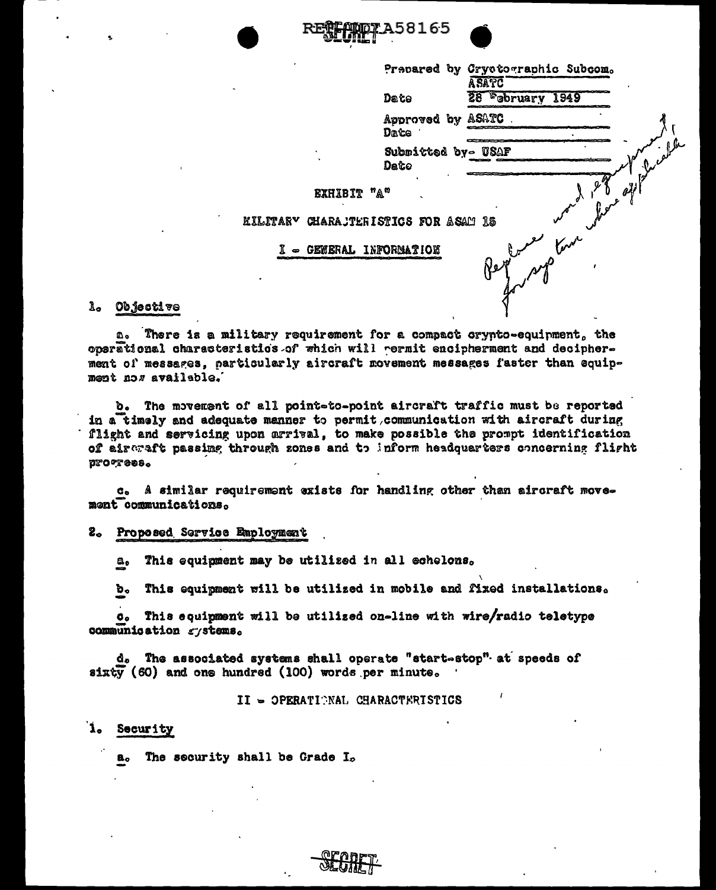REF ID:A58165

Prepared by Cryptographic Subcom.
ASATC
Date 28 February 1949

Approved by ASATC
Date

Submitted by- USAF
Date

Replace word, equipment, for system where applicable

EXHIBIT "A"

MILITARY CHARACTERISTICS FOR ASAM 15

I - GENERAL INFORMATION

1. Objective

a. There is a military requirement for a compact crypto-equipment, the operational characteristics of which will permit encipherment and decipherment of messages, particularly aircraft movement messages faster than equipment now available.

b. The movement of all point-to-point aircraft traffic must be reported in a timely and adequate manner to permit communication with aircraft during flight and servicing upon arrival, to make possible the prompt identification of aircraft passing through zones and to inform headquarters concerning flight progress.

c. A similar requirement exists for handling other than aircraft movement communications.

2. Proposed Service Employment

a. This equipment may be utilized in all echelons.

b. This equipment will be utilized in mobile and fixed installations.

c. This equipment will be utilized on-line with wire/radio teletype communication systems.

d. The associated systems shall operate "start-stop" at speeds of sixty (60) and one hundred (100) words per minute.

II - OPERATIONAL CHARACTERISTICS

1. Security

a. The security shall be Grade I.

SECRET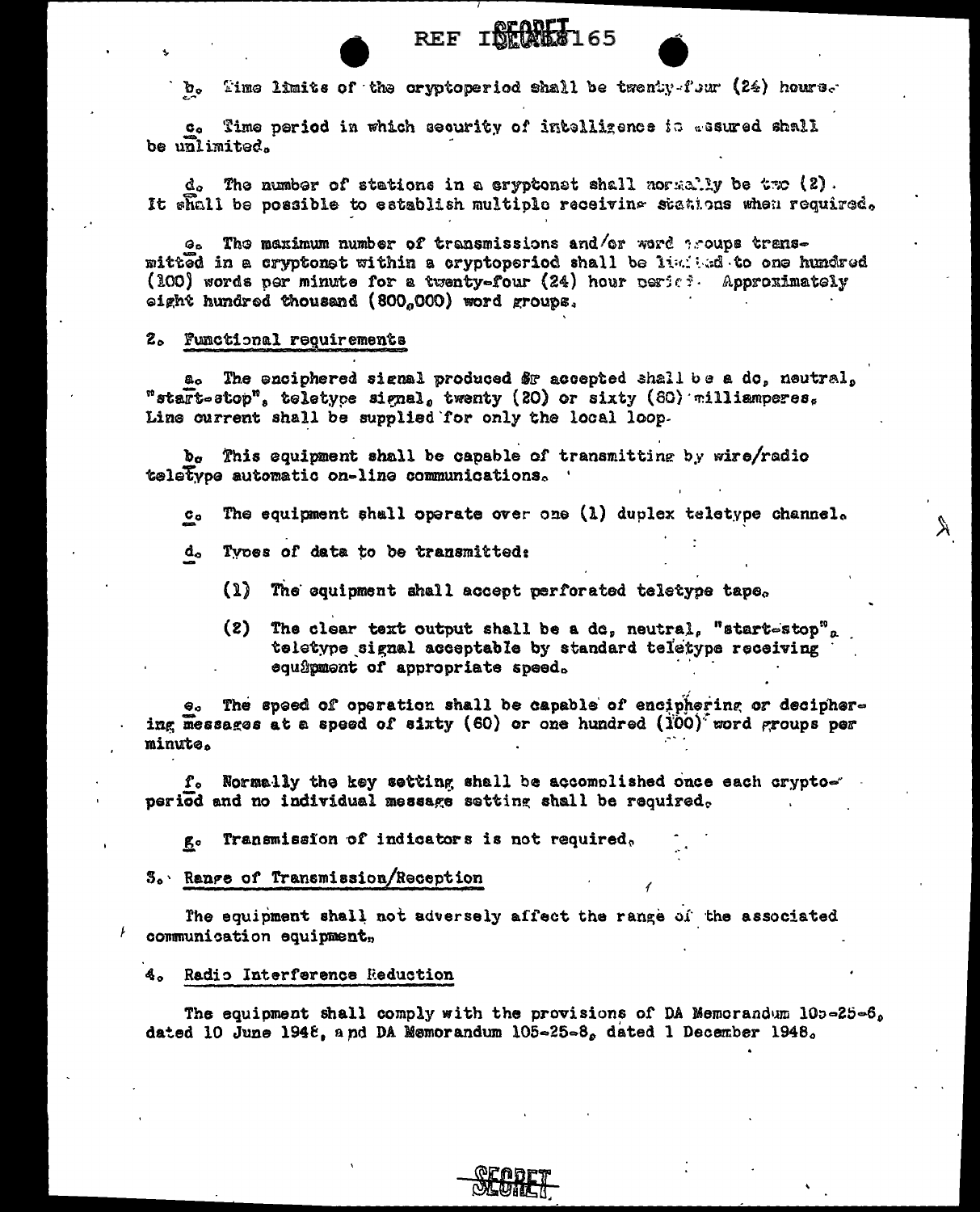b. Time limits of the cryptoperiod shall be twenty-four (24) hours.

c. Time period in which security of intelligence is assured shall be unlimited.

d. The number of stations in a cryptonet shall normally be two (2). It shall be possible to establish multiple receiving stations when required.

e. The maximum number of transmissions and/or word groups transmitted in a cryptonet within a cryptoperiod shall be limited to one hundred (100) words per minute for a twenty-four (24) hour period. Approximately eight hundred thousand (800,000) word groups.

2. Functional requirements

a. The enciphered signal produced or accepted shall be a dc, neutral, "start-stop", teletype signal, twenty (20) or sixty (60) milliamperes. Line current shall be supplied for only the local loop.

b. This equipment shall be capable of transmitting by wire/radio teletype automatic on-line communications.

c. The equipment shall operate over one (1) duplex teletype channel.

d. Types of data to be transmitted:

(1) The equipment shall accept perforated teletype tape.

(2) The clear text output shall be a dc, neutral, "start-stop", teletype signal acceptable by standard teletype receiving equipment of appropriate speed.

e. The speed of operation shall be capable of enciphering or deciphering messages at a speed of sixty (60) or one hundred (100) word groups per minute.

f. Normally the key setting shall be accomplished once each cryptoperiod and no individual message setting shall be required.

g. Transmission of indicators is not required.

3. Range of Transmission/Reception

The equipment shall not adversely affect the range of the associated communication equipment.

4. Radio Interference Reduction

The equipment shall comply with the provisions of DA Memorandum 105-25-6, dated 10 June 1948, and DA Memorandum 105-25-8, dated 1 December 1948.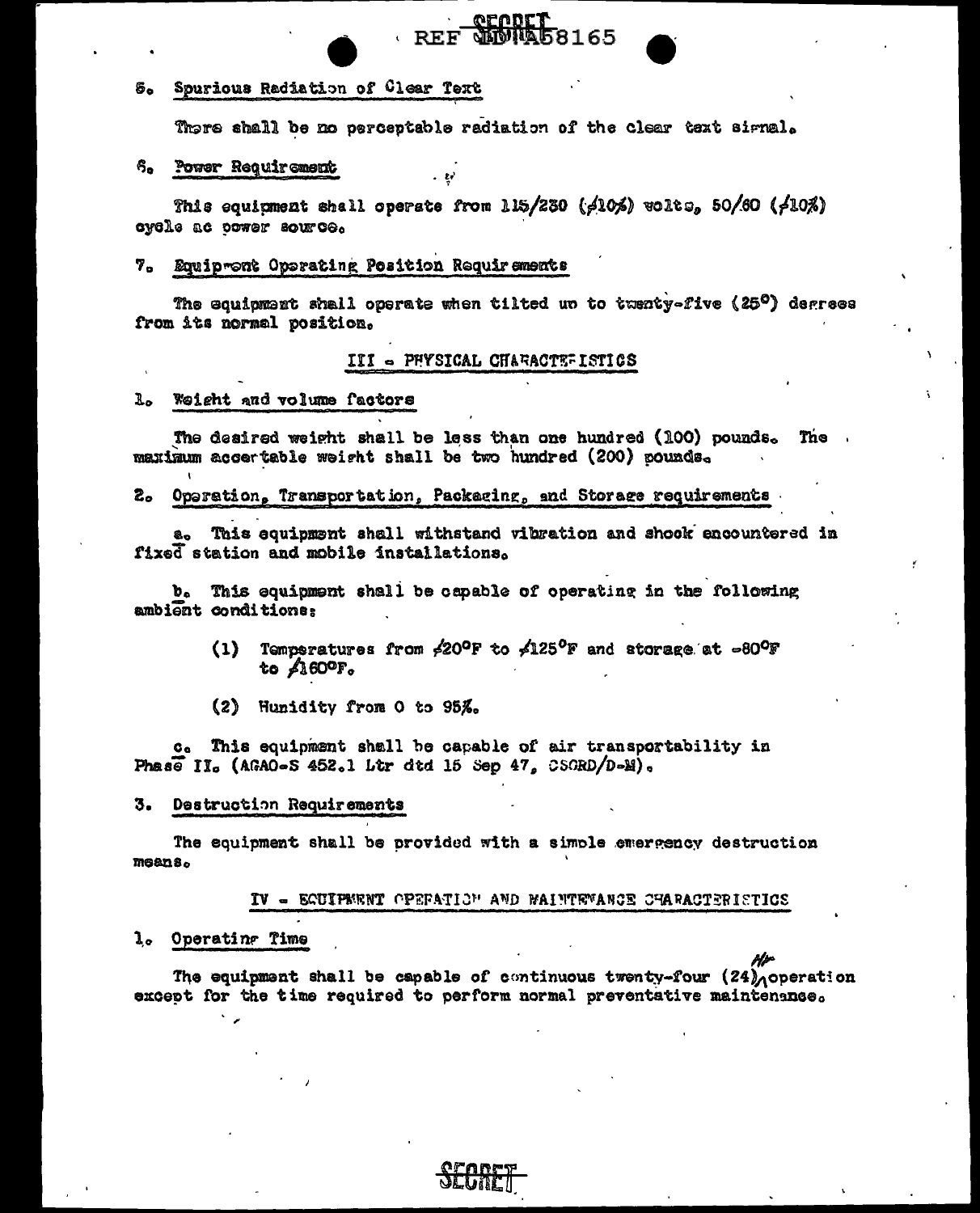5. Spurious Radiation of Clear Text

There shall be no perceptable radiation of the clear text signal.

6. Power Requirement

This equipment shall operate from 115/230 (±10%) volts, 50/60 (±10%) cycle ac power source.

7. Equipment Operating Position Requirements

The equipment shall operate when tilted up to twenty-five (25°) degrees from its normal position.

## III - PHYSICAL CHARACTERISTICS

1. Weight and volume factors

The desired weight shall be less than one hundred (100) pounds. The maximum acceptable weight shall be two hundred (200) pounds.

2. Operation, Transportation, Packaging, and Storage requirements

a. This equipment shall withstand vibration and shock encountered in fixed station and mobile installations.

b. This equipment shall be capable of operating in the following ambient conditions:

(1) Temperatures from +20°F to +125°F and storage at -80°F to +160°F.

(2) Humidity from 0 to 95%.

c. This equipment shall be capable of air transportability in Phase II. (AGAO-S 452.1 Ltr dtd 15 Sep 47, CSGRD/D-M).

3. Destruction Requirements

The equipment shall be provided with a simple emergency destruction means.

## IV - EQUIPMENT OPERATION AND MAINTENANCE CHARACTERISTICS

1. Operating Time

The equipment shall be capable of continuous twenty-four (24) hr operation except for the time required to perform normal preventative maintenance.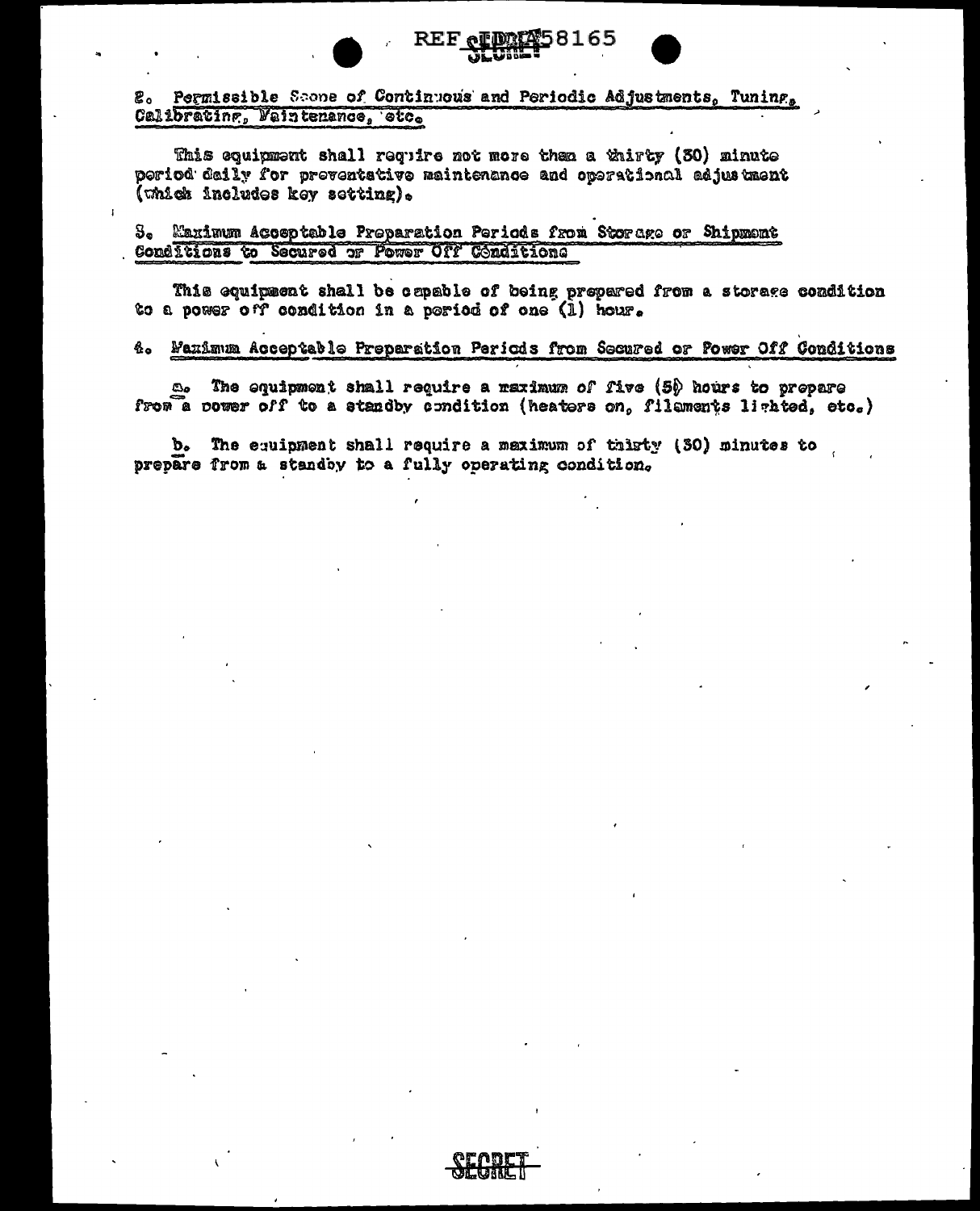2. Permissible Scope of Continuous and Periodic Adjustments, Tuning, Calibrating, Maintenance, etc.

This equipment shall require not more than a thirty (30) minute period daily for preventative maintenance and operational adjustment (which includes key setting).

3. Maximum Acceptable Preparation Periods from Storage or Shipment Conditions to Secured or Power Off Conditions

This equipment shall be capable of being prepared from a storage condition to a power off condition in a period of one (1) hour.

4. Maximum Acceptable Preparation Periods from Secured or Power Off Conditions

a. The equipment shall require a maximum of five (5) hours to prepare from a power off to a standby condition (heaters on, filaments lighted, etc.)

b. The equipment shall require a maximum of thirty (30) minutes to prepare from a standby to a fully operating condition.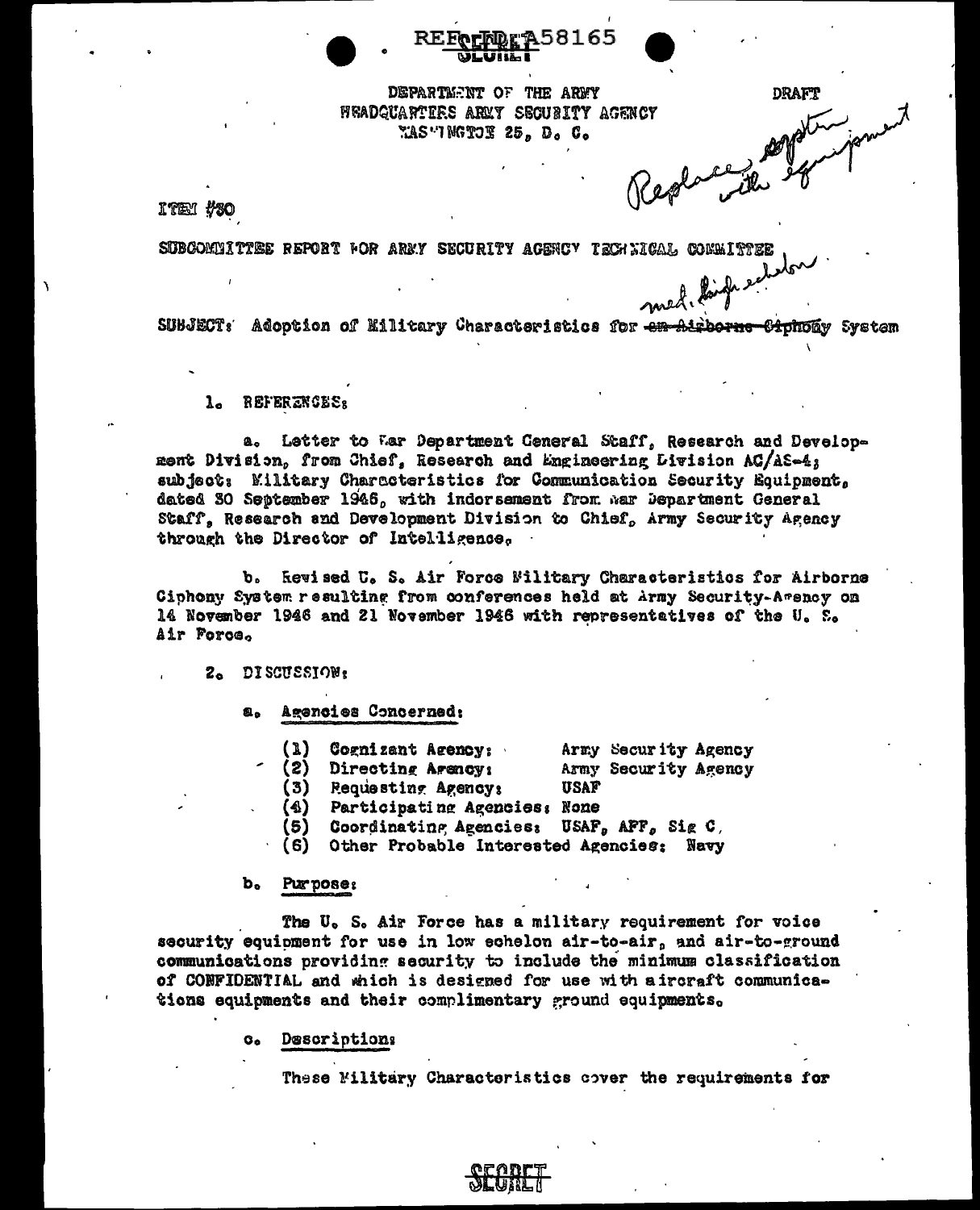REF ID:A58165

DEPARTMENT OF THE ARMY
HEADQUARTERS ARMY SECURITY AGENCY
WASHINGTON 25, D. C.

DRAFT

Replace system with equipment

ITEM #30

SUBCOMMITTEE REPORT FOR ARMY SECURITY AGENCY TECHNICAL COMMITTEE

med. high echelon

SUBJECT: Adoption of Military Characteristics for ~~an Airborne Ciphony~~ System

1. REFERENCES:

a. Letter to War Department General Staff, Research and Development Division, from Chief, Research and Engineering Division AC/AS-4; subject: Military Characteristics for Communication Security Equipment, dated 30 September 1946, with indorsement from War Department General Staff, Research and Development Division to Chief, Army Security Agency through the Director of Intelligence.

b. Revised U. S. Air Force Military Characteristics for Airborne Ciphony System resulting from conferences held at Army Security-Agency on 14 November 1946 and 21 November 1946 with representatives of the U. S. Air Force.

2. DISCUSSION:

a. Agencies Concerned:

(1) Cognizant Agency: Army Security Agency
(2) Directing Agency: Army Security Agency
(3) Requesting Agency: USAF
(4) Participating Agencies: None
(5) Coordinating Agencies: USAF, AFF, Sig C,
(6) Other Probable Interested Agencies: Navy

b. Purpose:

The U. S. Air Force has a military requirement for voice security equipment for use in low echelon air-to-air, and air-to-ground communications providing security to include the minimum classification of CONFIDENTIAL and which is designed for use with aircraft communications equipments and their complimentary ground equipments.

c. Description:

These Military Characteristics cover the requirements for

SECRET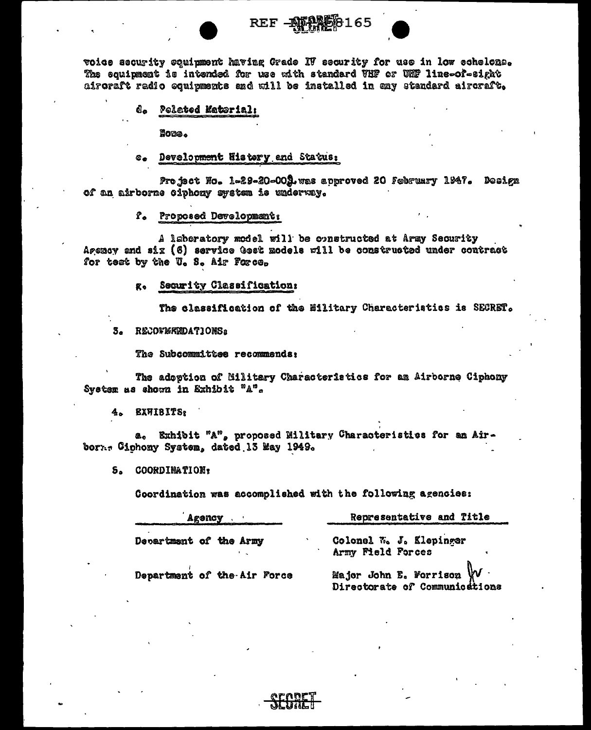voice security equipment having Grade IV security for use in low echelons. The equipment is intended for use with standard VHF or UHF line-of-sight aircraft radio equipments and will be installed in any standard aircraft.

d. Related Material:

None.

e. Development History and Status:

Project No. 1-29-20-003 was approved 20 February 1947. Design of an airborne ciphony system is underway.

f. Proposed Development:

A laboratory model will be constructed at Army Security Agency and six (6) service test models will be constructed under contract for test by the U. S. Air Force.

g. Security Classification:

The classification of the Military Characteristics is SECRET.

3. RECOMMENDATIONS:

The Subcommittee recommends:

The adoption of Military Characteristics for an Airborne Ciphony System as shown in Exhibit "A".

4. EXHIBITS:

a. Exhibit "A", proposed Military Characteristics for an Airborne Ciphony System, dated 13 May 1949.

5. COORDINATION:

Coordination was accomplished with the following agencies:

| Agency | Representative and Title |
|---|---|
| Department of the Army | Colonel W. J. Klepinger<br>Army Field Forces |
| Department of the Air Force | Major John E. Morrison<br>Directorate of Communications |

SECRET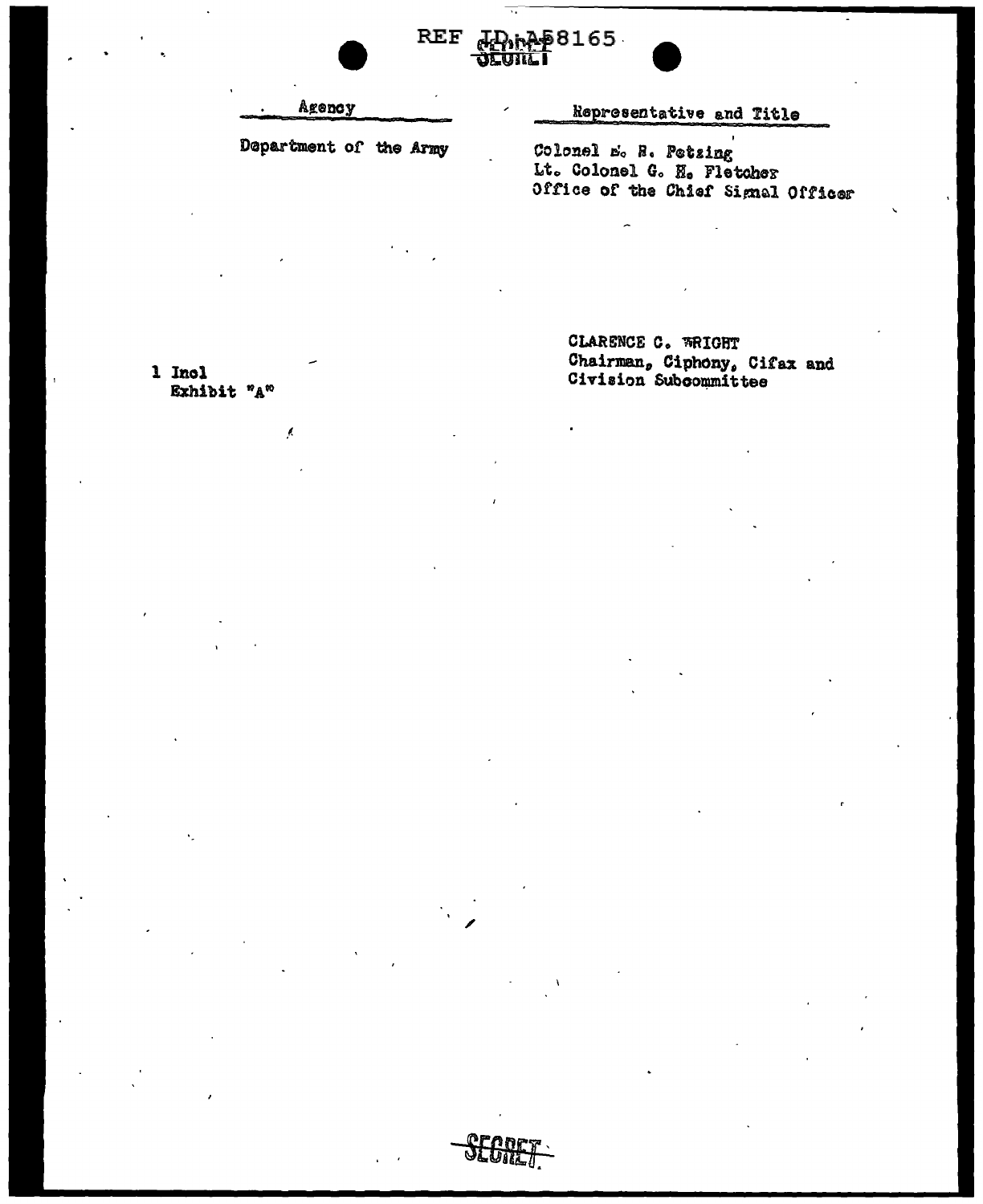| Agency | Representative and Title |
| --- | --- |
| Department of the Army | Colonel E. R. Petzing<br>Lt. Colonel G. H. Fletcher<br>Office of the Chief Signal Officer |

CLARENCE C. WRIGHT
Chairman, Ciphony, Cifax and Civision Subcommittee

1 Incl
Exhibit "A"

SECRET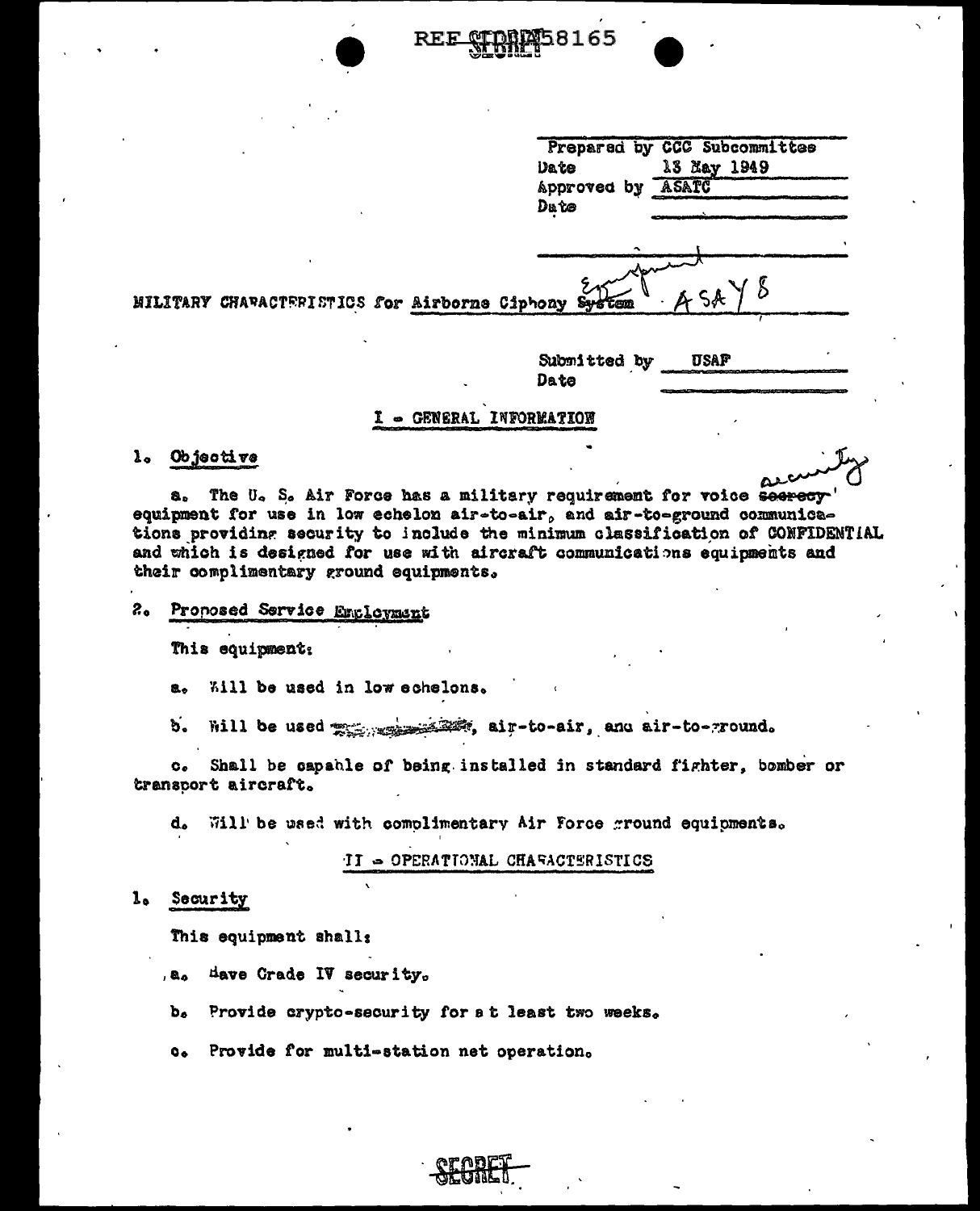Prepared by CCC Subcommittee
Date 13 May 1949
Approved by ASATC
Date

MILITARY CHARACTERISTICS for Airborne Ciphony ~~System~~ Equipment ASAY 8

Submitted by USAF
Date

## I - GENERAL INFORMATION

1. Objective

a. The U. S. Air Force has a military requirement for voice ~~secrecy~~ security equipment for use in low echelon air-to-air, and air-to-ground communications providing security to include the minimum classification of CONFIDENTIAL and which is designed for use with aircraft communications equipments and their complimentary ground equipments.

2. Proposed Service Employment

This equipment:

a. Will be used in low echelons.

b. Will be used ~~[illegible]~~, air-to-air, and air-to-ground.

c. Shall be capable of being installed in standard fighter, bomber or transport aircraft.

d. Will be used with complimentary Air Force ground equipments.

## II - OPERATIONAL CHARACTERISTICS

1. Security

This equipment shall:

a. Have Grade IV security.

b. Provide crypto-security for at least two weeks.

c. Provide for multi-station net operation.

SECRET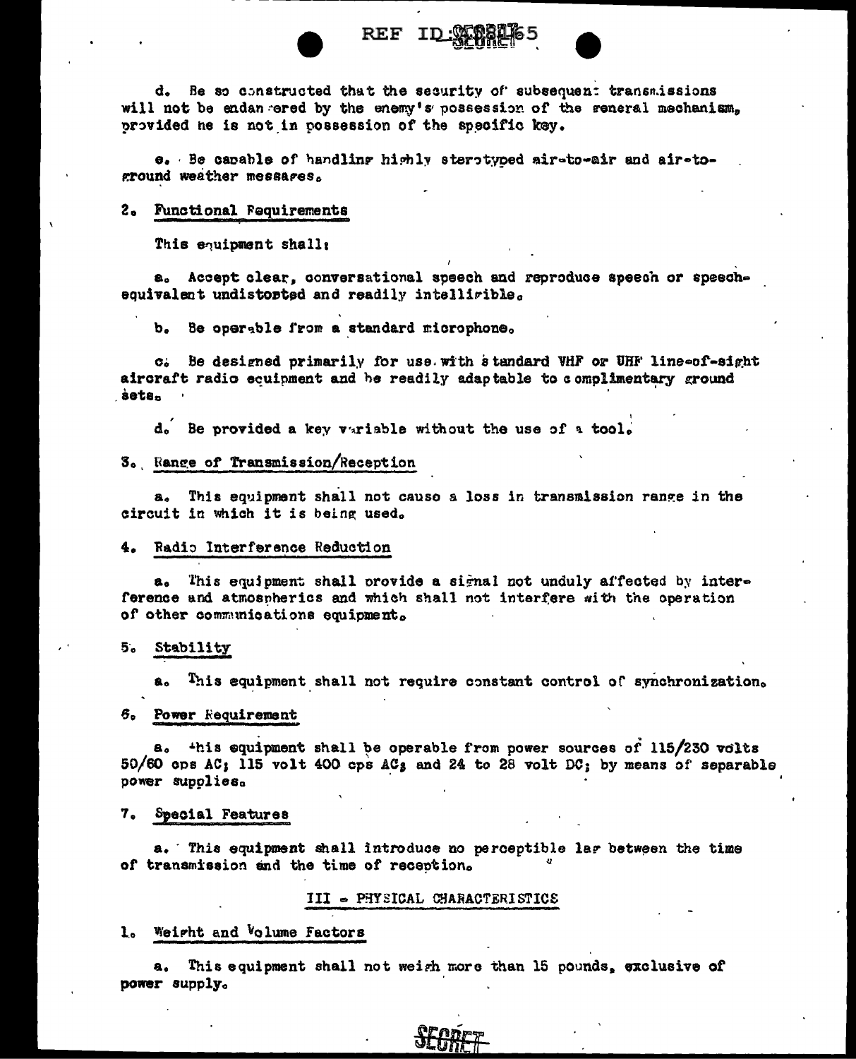d. Be so constructed that the security of subsequent transmissions will not be endangered by the enemy's possession of the general mechanism, provided he is not in possession of the specific key.

e. Be capable of handling highly sterotyped air-to-air and air-to-ground weather messages.

2. Functional Requirements

This equipment shall:

a. Accept clear, conversational speech and reproduce speech or speech-equivalent undistorted and readily intelligible.

b. Be operable from a standard microphone.

c. Be designed primarily for use with standard VHF or UHF line-of-sight aircraft radio equipment and be readily adaptable to complimentary ground sets.

d. Be provided a key variable without the use of a tool.

3. Range of Transmission/Reception

a. This equipment shall not cause a loss in transmission range in the circuit in which it is being used.

4. Radio Interference Reduction

a. This equipment shall provide a signal not unduly affected by interference and atmospherics and which shall not interfere with the operation of other communications equipment.

5. Stability

a. This equipment shall not require constant control of synchronization.

6. Power Requirement

a. This equipment shall be operable from power sources of 115/230 volts 50/60 cps AC; 115 volt 400 cps AC; and 24 to 28 volt DC; by means of separable power supplies.

7. Special Features

a. This equipment shall introduce no perceptible lag between the time of transmission and the time of reception.

III - PHYSICAL CHARACTERISTICS

1. Weight and Volume Factors

a. This equipment shall not weigh more than 15 pounds, exclusive of power supply.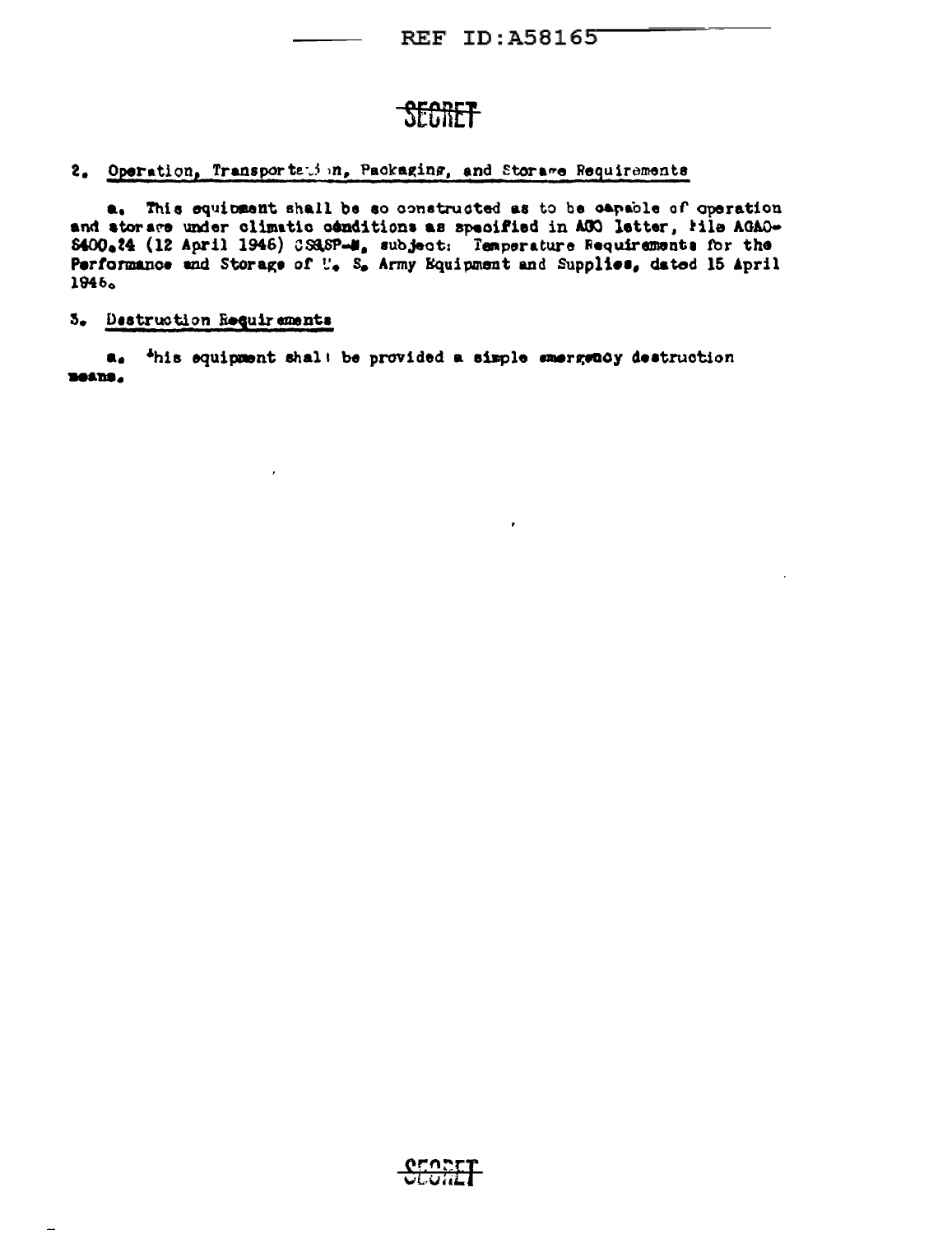SECRET

2. Operation, Transportation, Packaging, and Storage Requirements

a. This equipment shall be so constructed as to be capable of operation and storage under climatic conditions as specified in AGO letter, File AGAO-S400.24 (12 April 1946) OS&SP-M, subject: Temperature Requirements for the Performance and Storage of U. S. Army Equipment and Supplies, dated 15 April 1946.

3. Destruction Requirements

a. This equipment shall be provided a simple emergency destruction means.

SECRET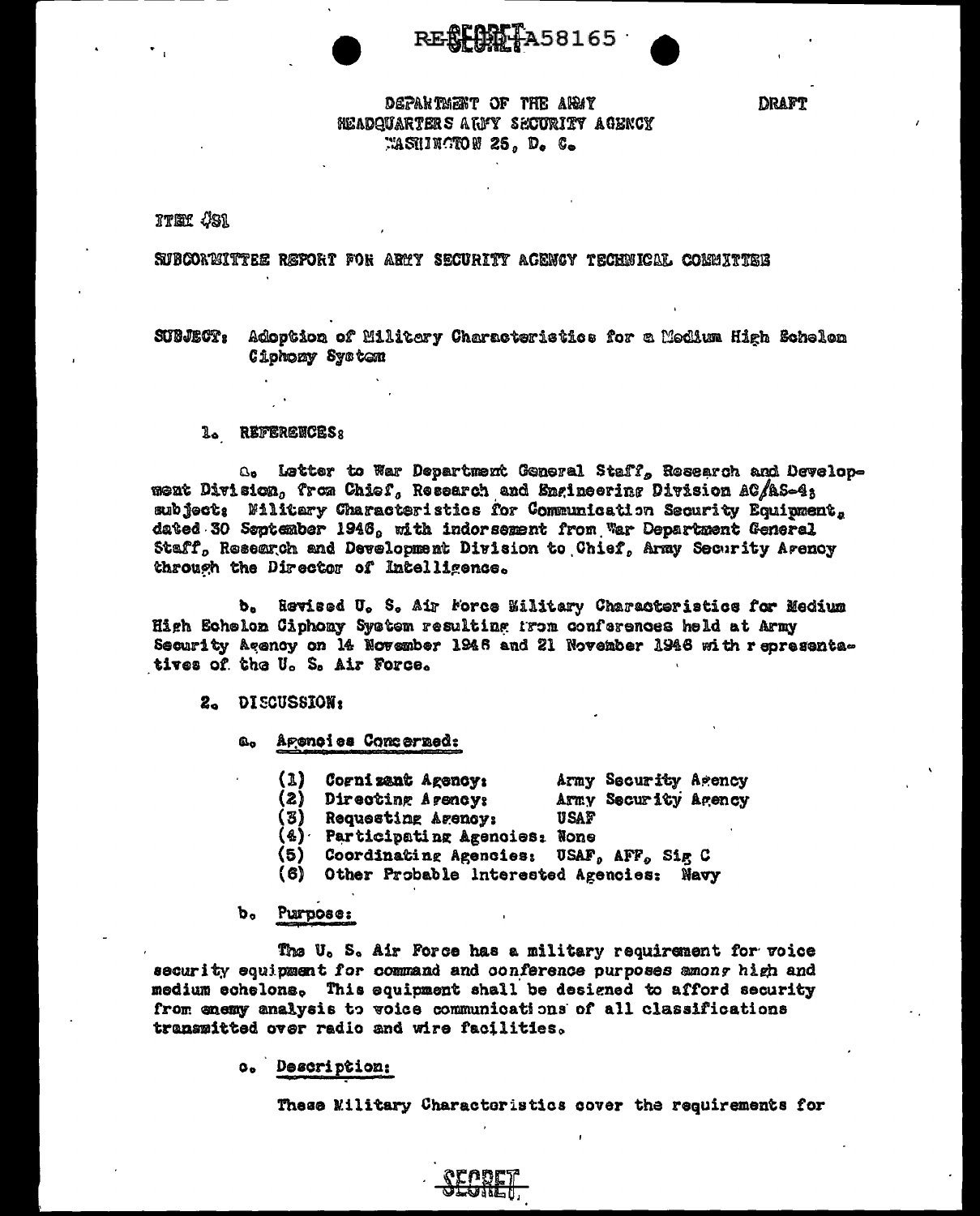DEPARTMENT OF THE ARMY
HEADQUARTERS ARMY SECURITY AGENCY
WASHINGTON 25, D. C.

DRAFT

ITEM 481

SUBCOMMITTEE REPORT FOR ARMY SECURITY AGENCY TECHNICAL COMMITTEE

SUBJECT: Adoption of Military Characteristics for a Medium High Echelon Ciphony System

1. REFERENCES:

a. Letter to War Department General Staff, Research and Development Division, from Chief, Research and Engineering Division AC/AS-4; subject: Military Characteristics for Communication Security Equipment, dated 30 September 1946, with indorsement from War Department General Staff, Research and Development Division to Chief, Army Security Agency through the Director of Intelligence.

b. Revised U. S. Air Force Military Characteristics for Medium High Echelon Ciphony System resulting from conferences held at Army Security Agency on 14 November 1948 and 21 November 1948 with representatives of the U. S. Air Force.

2. DISCUSSION:

a. Agencies Concerned:

(1) Cognizant Agency: Army Security Agency
(2) Directing Agency: Army Security Agency
(3) Requesting Agency: USAF
(4) Participating Agencies: None
(5) Coordinating Agencies: USAF, AFF, Sig C
(6) Other Probable Interested Agencies: Navy

b. Purpose:

The U. S. Air Force has a military requirement for voice security equipment for command and conference purposes among high and medium echelons. This equipment shall be designed to afford security from enemy analysis to voice communications of all classifications transmitted over radio and wire facilities.

c. Description:

These Military Characteristics cover the requirements for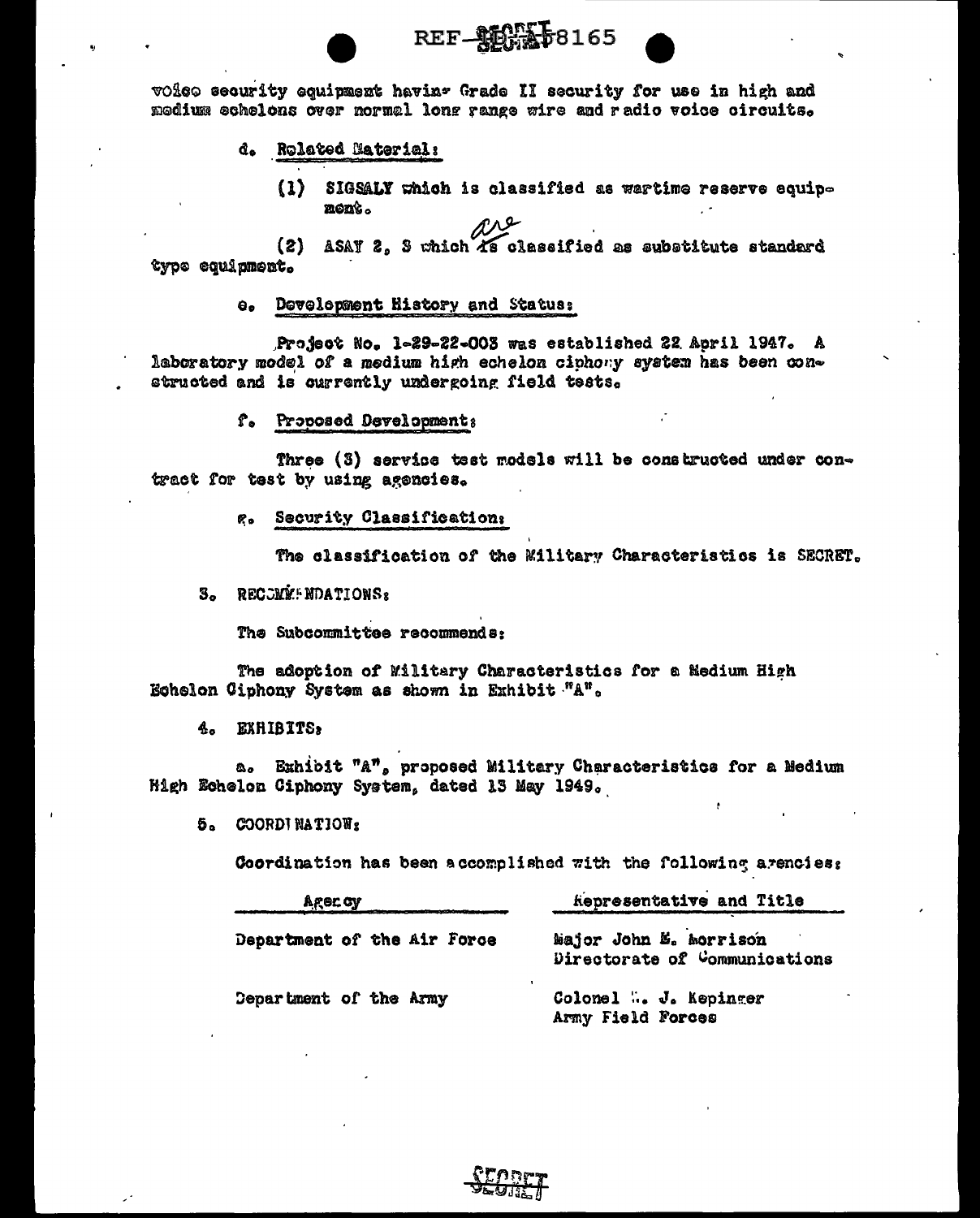voice security equipment having Grade II security for use in high and medium echelons over normal long range wire and radio voice circuits.

d. Related Material:

(1) SIGSALY which is classified as wartime reserve equipment.

(2) ASAY 2, 3 which are classified as substitute standard type equipment.

e. Development History and Status:

Project No. 1-29-22-003 was established 22 April 1947. A laboratory model of a medium high echelon ciphony system has been constructed and is currently undergoing field tests.

f. Proposed Development:

Three (3) service test models will be constructed under contract for test by using agencies.

g. Security Classification:

The classification of the Military Characteristics is SECRET.

3. RECOMMENDATIONS:

The Subcommittee recommends:

The adoption of Military Characteristics for a Medium High Echelon Ciphony System as shown in Exhibit "A".

4. EXHIBITS:

a. Exhibit "A", proposed Military Characteristics for a Medium High Echelon Ciphony System, dated 13 May 1949.

5. COORDINATION:

Coordination has been accomplished with the following agencies:

| Agency | Representative and Title |
|---|---|
| Department of the Air Force | Major John E. Morrison<br>Directorate of Communications |
| Department of the Army | Colonel W. J. Kepinger<br>Army Field Forces |

SECRET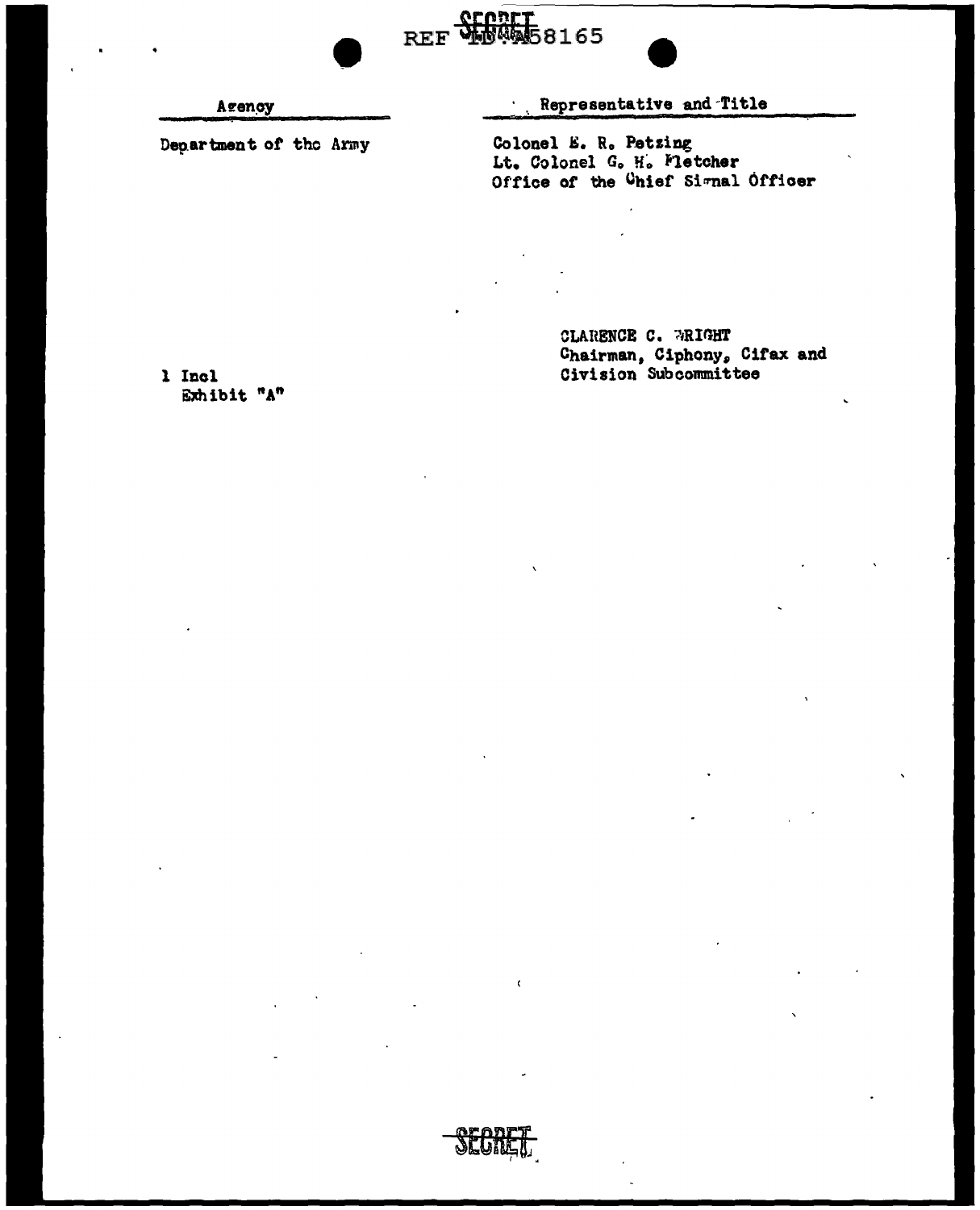| Agency | Representative and Title |
| --- | --- |
| Department of the Army | Colonel E. R. Petzing<br>Lt. Colonel G. H. Fletcher<br>Office of the Chief Signal Officer |

CLARENCE C. WRIGHT
Chairman, Ciphony, Cifax and Civision Subcommittee

1 Incl
Exhibit "A"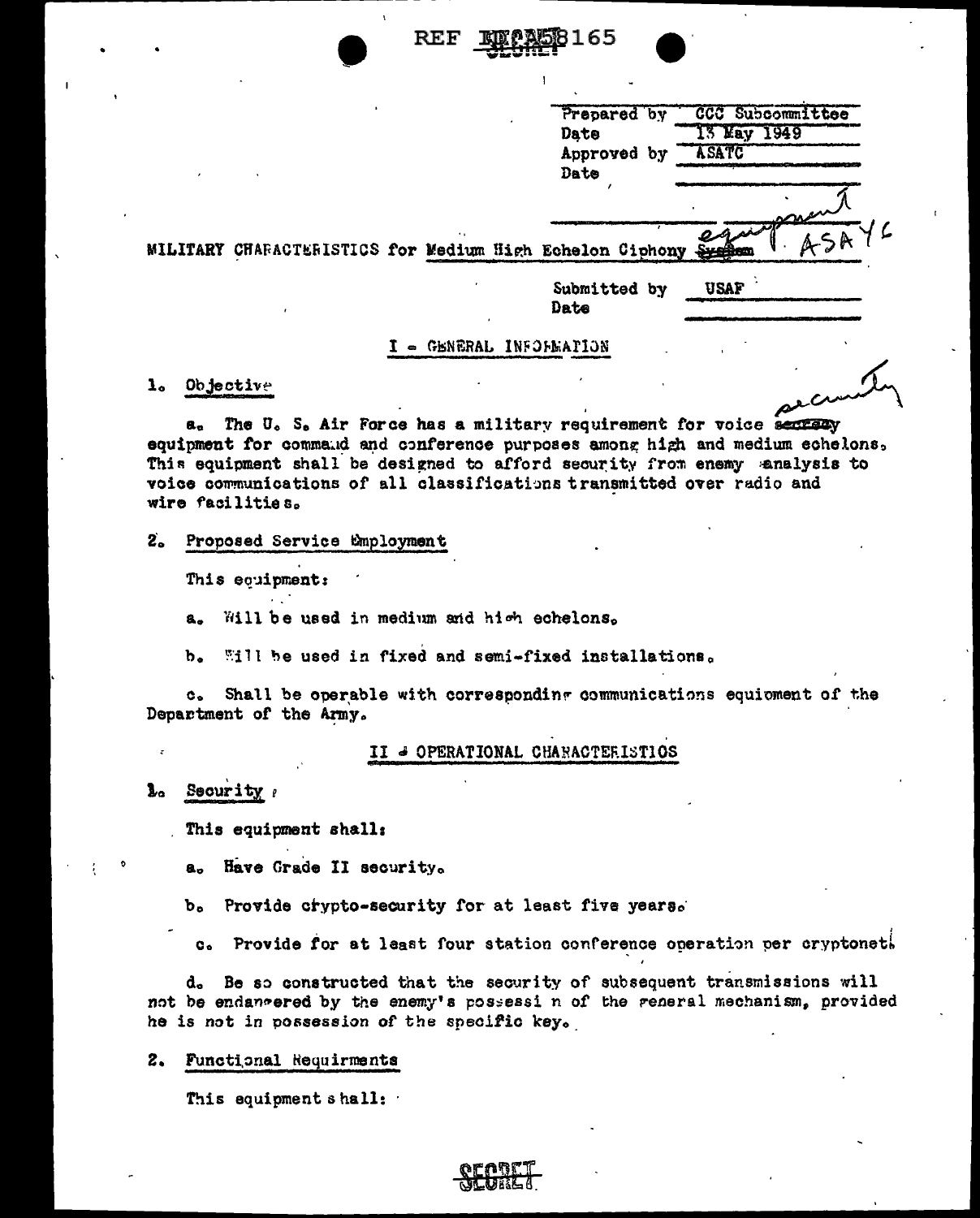REF ID:A58165

| | |
|---|---|
| Prepared by | CCC Subcommittee |
| Date | 13 May 1949 |
| Approved by | ASATC |
| Date | |

MILITARY CHARACTERISTICS for Medium High Echelon Ciphony ~~System~~ equipment ASAYC

| | |
|---|---|
| Submitted by | USAF |
| Date | |

## I - GENERAL INFORMATION

1. Objective

a. The U. S. Air Force has a military requirement for voice ~~secrecy~~ security equipment for command and conference purposes among high and medium echelons. This equipment shall be designed to afford security from enemy analysis to voice communications of all classifications transmitted over radio and wire facilities.

2. Proposed Service Employment

This equipment:

a. Will be used in medium and high echelons.

b. Will be used in fixed and semi-fixed installations.

c. Shall be operable with corresponding communications equipment of the Department of the Army.

## II - OPERATIONAL CHARACTERISTICS

1. Security

This equipment shall:

a. Have Grade II security.

b. Provide crypto-security for at least five years.

c. Provide for at least four station conference operation per cryptonet.

d. Be so constructed that the security of subsequent transmissions will not be endangered by the enemy's possession of the general mechanism, provided he is not in possession of the specific key.

2. Functional Requirments

This equipment shall:

SECRET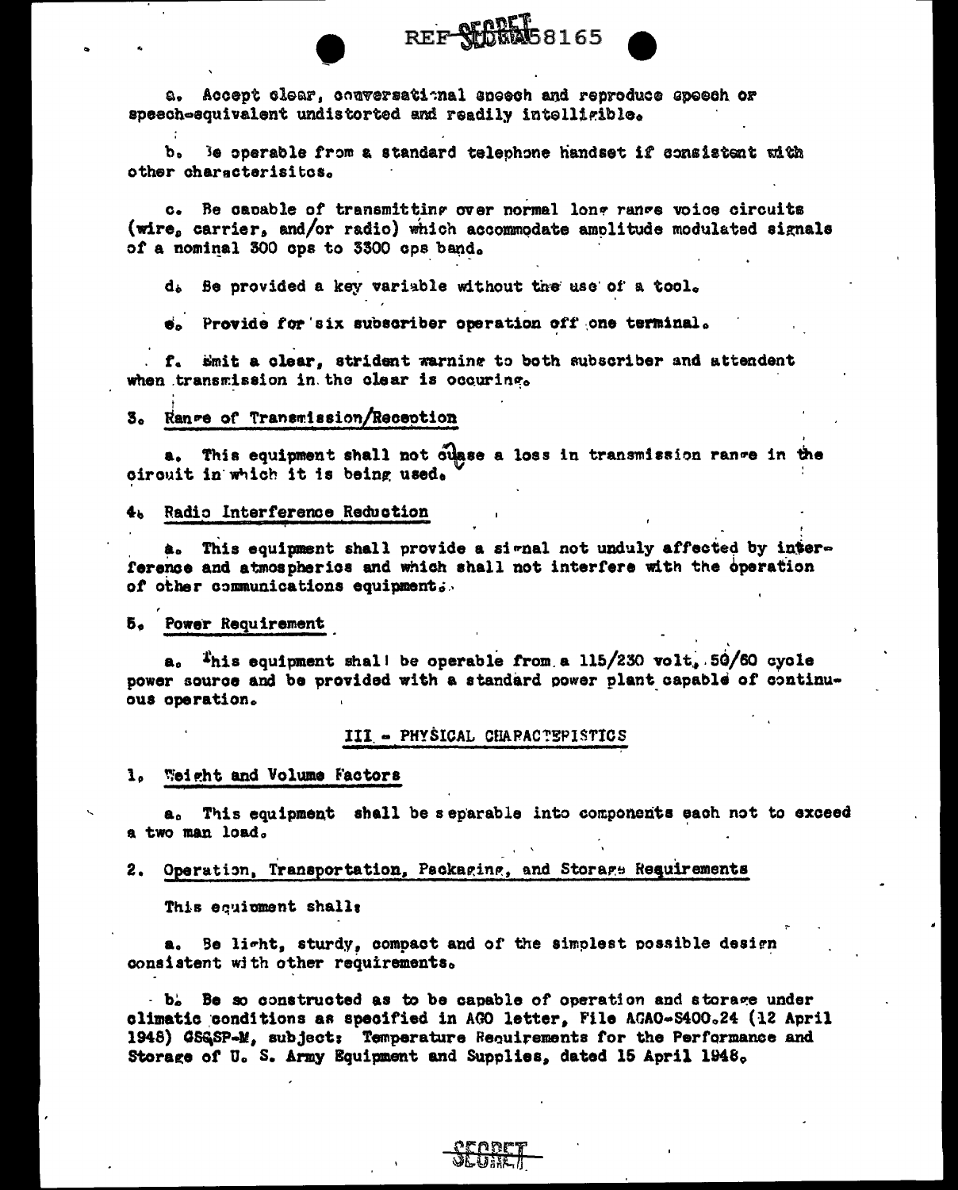a. Accept clear, conversational speech and reproduce speech or speech-equivalent undistorted and readily intelligible.

b. Be operable from a standard telephone handset if consistent with other characterisitcs.

c. Be capable of transmitting over normal long range voice circuits (wire, carrier, and/or radio) which accommodate amplitude modulated signals of a nominal 300 cps to 3300 cps band.

d. Be provided a key variable without the use of a tool.

e. Provide for six subscriber operation off one terminal.

f. Emit a clear, strident warning to both subscriber and attendent when transmission in the clear is occuring.

3. Range of Transmission/Reception

a. This equipment shall not cause a loss in transmission range in the circuit in which it is being used.

4. Radio Interference Reduction

a. This equipment shall provide a signal not unduly affected by interference and atmospherics and which shall not interfere with the operation of other communications equipment.

5. Power Requirement

a. This equipment shall be operable from a 115/230 volt, 50/60 cycle power source and be provided with a standard power plant capable of continuous operation.

III - PHYSICAL CHARACTERISTICS

1. Weight and Volume Factors

a. This equipment shall be separable into components each not to exceed a two man load.

2. Operation, Transportation, Packaging, and Storage Requirements

This equipment shall:

a. Be light, sturdy, compact and of the simplest possible design consistent with other requirements.

b. Be so constructed as to be capable of operation and storage under climatic conditions as specified in AGO letter, File AGAO-S400.24 (12 April 1948) GSGSP-M, subject: Temperature Requirements for the Performance and Storage of U. S. Army Equipment and Supplies, dated 15 April 1948.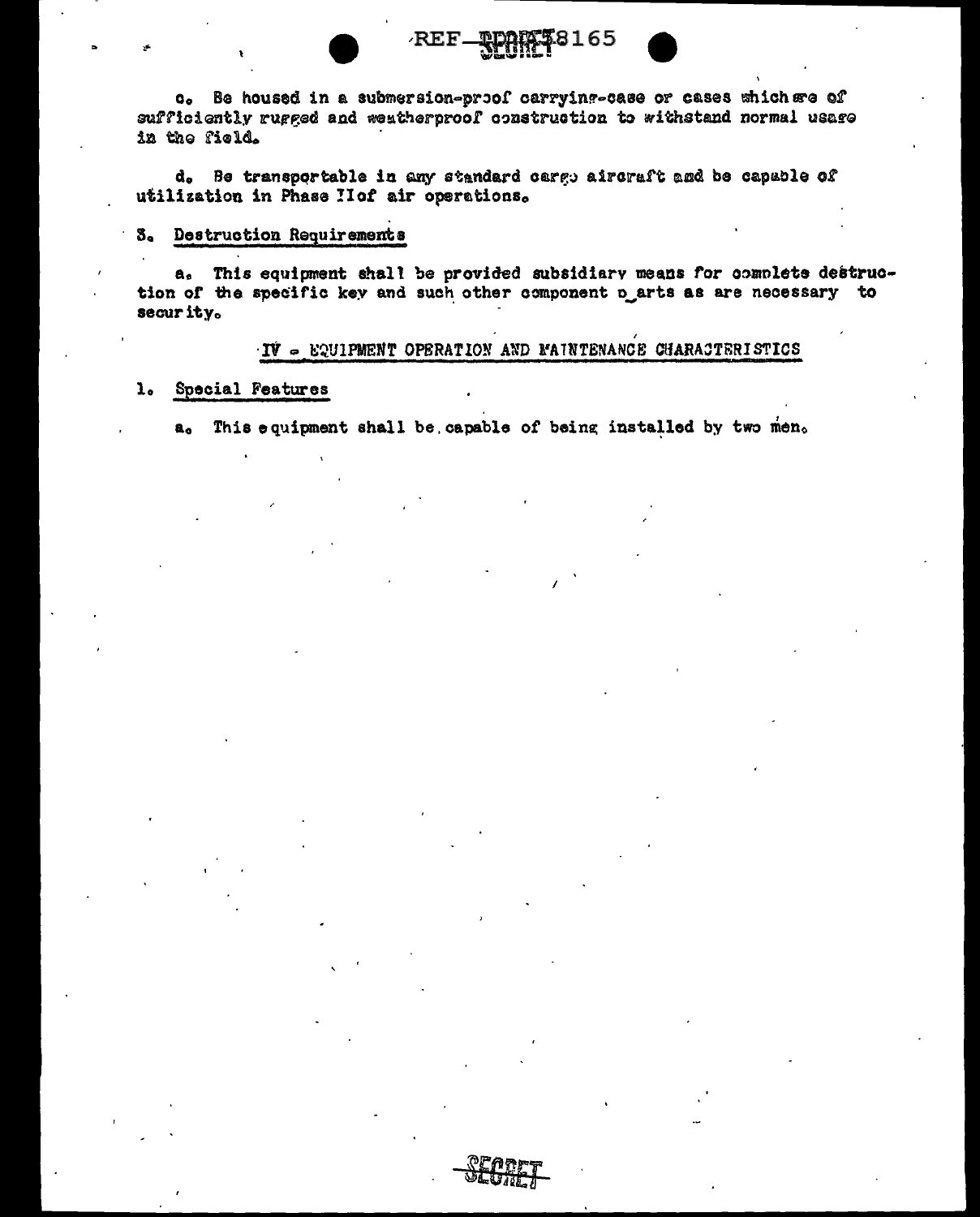c. Be housed in a submersion-proof carrying-case or cases which are of sufficiently rugged and weatherproof construction to withstand normal usage in the field.

d. Be transportable in any standard cargo aircraft and be capable of utilization in Phase II of air operations.

3. Destruction Requirements

a. This equipment shall be provided subsidiary means for complete destruction of the specific key and such other component parts as are necessary to security.

IV - EQUIPMENT OPERATION AND MAINTENANCE CHARACTERISTICS

1. Special Features

a. This equipment shall be capable of being installed by two men.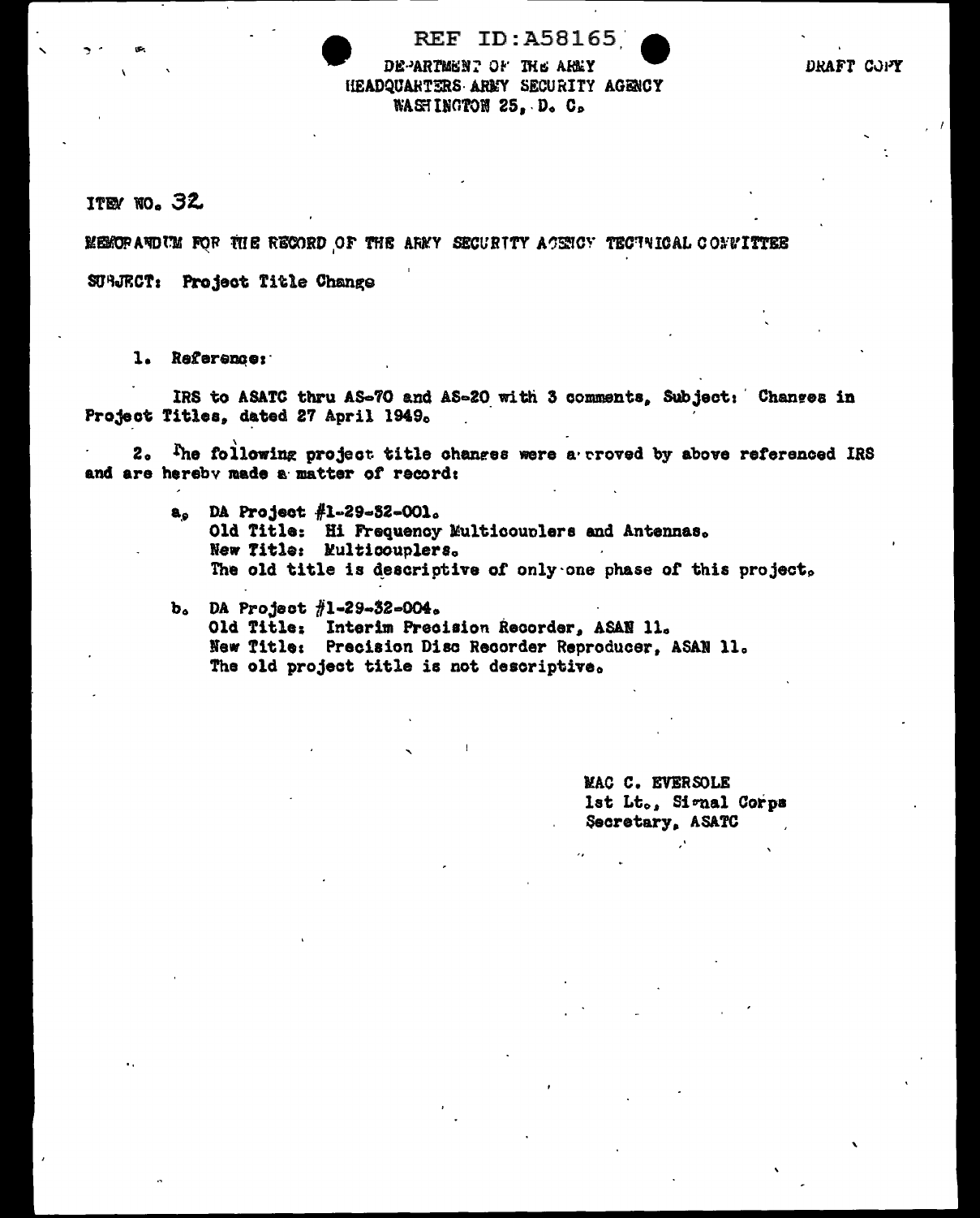REF ID:A58165

DEPARTMENT OF THE ARMY
HEADQUARTERS ARMY SECURITY AGENCY
WASHINGTON 25, D. C.

DRAFT COPY

ITEM NO. 32

MEMORANDUM FOR THE RECORD OF THE ARMY SECURITY AGENCY TECHNICAL COMMITTEE

SUBJECT: Project Title Change

1. Reference:

IRS to ASATC thru AS-70 and AS-20 with 3 comments, Subject: Changes in Project Titles, dated 27 April 1949.

2. The following project title changes were approved by above referenced IRS and are hereby made a matter of record:

a. DA Project #1-29-32-001.
Old Title: Hi Frequency Multicouplers and Antennas.
New Title: Multicouplers.
The old title is descriptive of only one phase of this project.

b. DA Project #1-29-32-004.
Old Title: Interim Precision Recorder, ASAN 11.
New Title: Precision Disc Recorder Reproducer, ASAN 11.
The old project title is not descriptive.

MAC C. EVERSOLE
1st Lt., Signal Corps
Secretary, ASATC